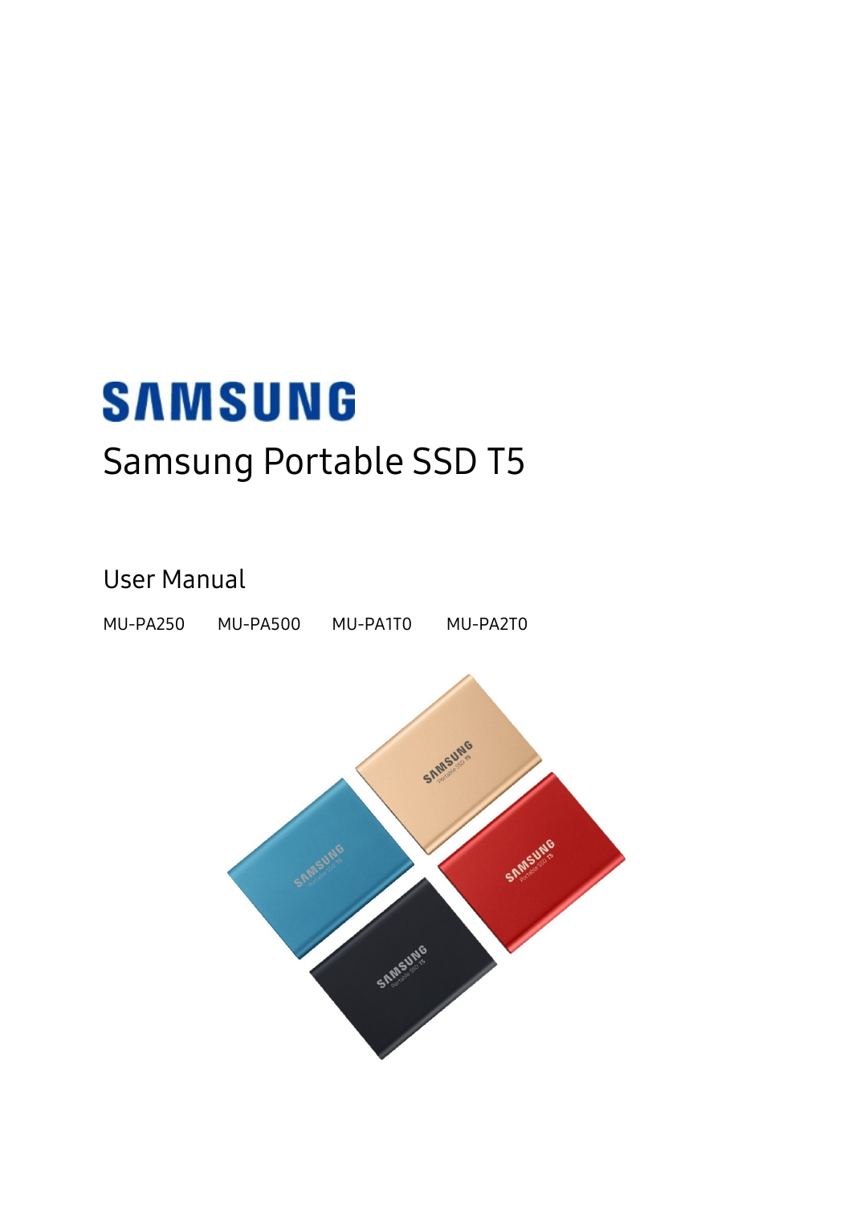# SAMSUNG

# Samsung Portable SSD T5

## User Manual

MU-PA250 MU-PA500 MU-PA1T0 MU-PA2T0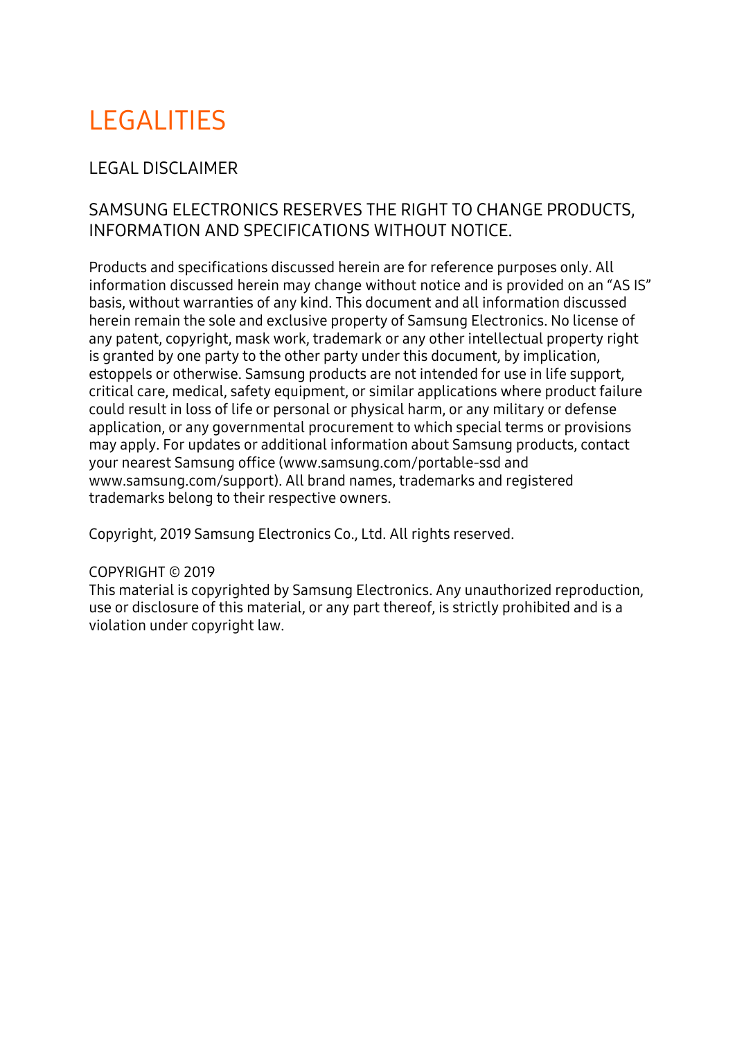# LEGALITIES

## LEGAL DISCLAIMER

### SAMSUNG ELECTRONICS RESERVES THE RIGHT TO CHANGE PRODUCTS, INFORMATION AND SPECIFICATIONS WITHOUT NOTICE.

Products and specifications discussed herein are for reference purposes only. All information discussed herein may change without notice and is provided on an "AS IS" basis, without warranties of any kind. This document and all information discussed herein remain the sole and exclusive property of Samsung Electronics. No license of any patent, copyright, mask work, trademark or any other intellectual property right is granted by one party to the other party under this document, by implication, estoppels or otherwise. Samsung products are not intended for use in life support, critical care, medical, safety equipment, or similar applications where product failure could result in loss of life or personal or physical harm, or any military or defense application, or any governmental procurement to which special terms or provisions may apply. For updates or additional information about Samsung products, contact your nearest Samsung office (www.samsung.com/portable-ssd and www.samsung.com/support). All brand names, trademarks and registered trademarks belong to their respective owners.

Copyright, 2019 Samsung Electronics Co., Ltd. All rights reserved.

COPYRIGHT © 2019
This material is copyrighted by Samsung Electronics. Any unauthorized reproduction, use or disclosure of this material, or any part thereof, is strictly prohibited and is a violation under copyright law.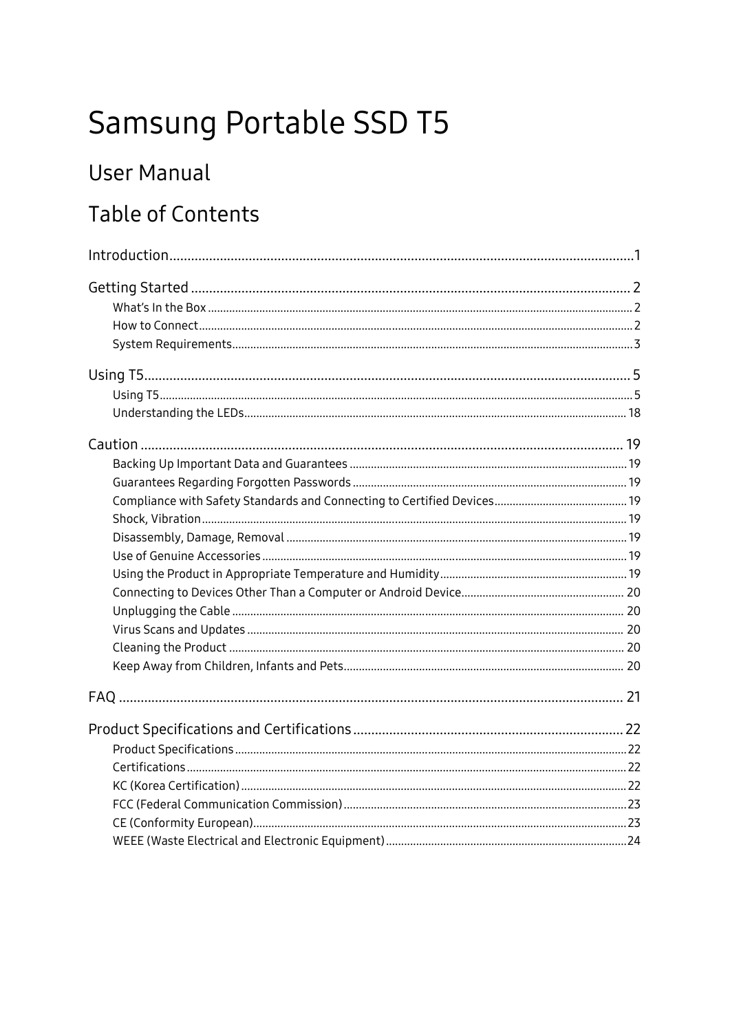# Samsung Portable SSD T5

## User Manual

## Table of Contents

Introduction....................1

Getting Started....................2
- What's In the Box....................2
- How to Connect....................2
- System Requirements....................3

Using T5....................5
- Using T5....................5
- Understanding the LEDs....................18

Caution....................19
- Backing Up Important Data and Guarantees....................19
- Guarantees Regarding Forgotten Passwords....................19
- Compliance with Safety Standards and Connecting to Certified Devices....................19
- Shock, Vibration....................19
- Disassembly, Damage, Removal....................19
- Use of Genuine Accessories....................19
- Using the Product in Appropriate Temperature and Humidity....................19
- Connecting to Devices Other Than a Computer or Android Device....................20
- Unplugging the Cable....................20
- Virus Scans and Updates....................20
- Cleaning the Product....................20
- Keep Away from Children, Infants and Pets....................20

FAQ....................21

Product Specifications and Certifications....................22
- Product Specifications....................22
- Certifications....................22
- KC (Korea Certification)....................22
- FCC (Federal Communication Commission)....................23
- CE (Conformity European)....................23
- WEEE (Waste Electrical and Electronic Equipment)....................24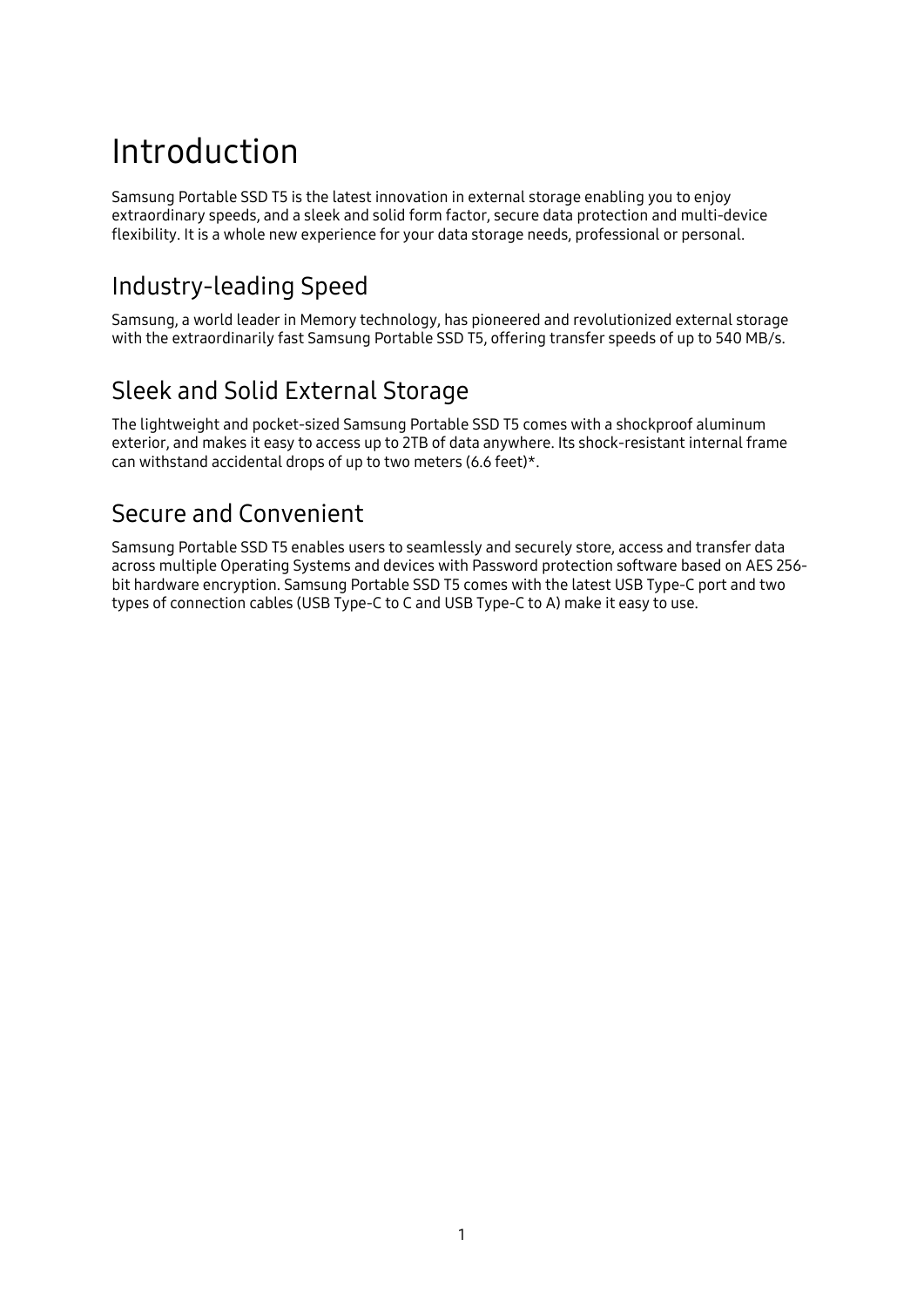# Introduction

Samsung Portable SSD T5 is the latest innovation in external storage enabling you to enjoy extraordinary speeds, and a sleek and solid form factor, secure data protection and multi-device flexibility. It is a whole new experience for your data storage needs, professional or personal.

## Industry-leading Speed

Samsung, a world leader in Memory technology, has pioneered and revolutionized external storage with the extraordinarily fast Samsung Portable SSD T5, offering transfer speeds of up to 540 MB/s.

## Sleek and Solid External Storage

The lightweight and pocket-sized Samsung Portable SSD T5 comes with a shockproof aluminum exterior, and makes it easy to access up to 2TB of data anywhere. Its shock-resistant internal frame can withstand accidental drops of up to two meters (6.6 feet)*.

## Secure and Convenient

Samsung Portable SSD T5 enables users to seamlessly and securely store, access and transfer data across multiple Operating Systems and devices with Password protection software based on AES 256-bit hardware encryption. Samsung Portable SSD T5 comes with the latest USB Type-C port and two types of connection cables (USB Type-C to C and USB Type-C to A) make it easy to use.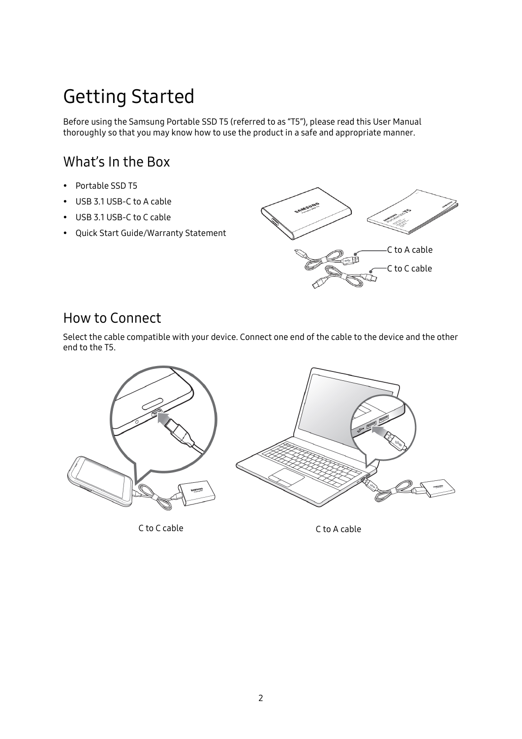# Getting Started

Before using the Samsung Portable SSD T5 (referred to as "T5"), please read this User Manual thoroughly so that you may know how to use the product in a safe and appropriate manner.

## What's In the Box

- Portable SSD T5
- USB 3.1 USB-C to A cable
- USB 3.1 USB-C to C cable
- Quick Start Guide/Warranty Statement

C to A cable

C to C cable

## How to Connect

Select the cable compatible with your device. Connect one end of the cable to the device and the other end to the T5.

C to C cable

C to A cable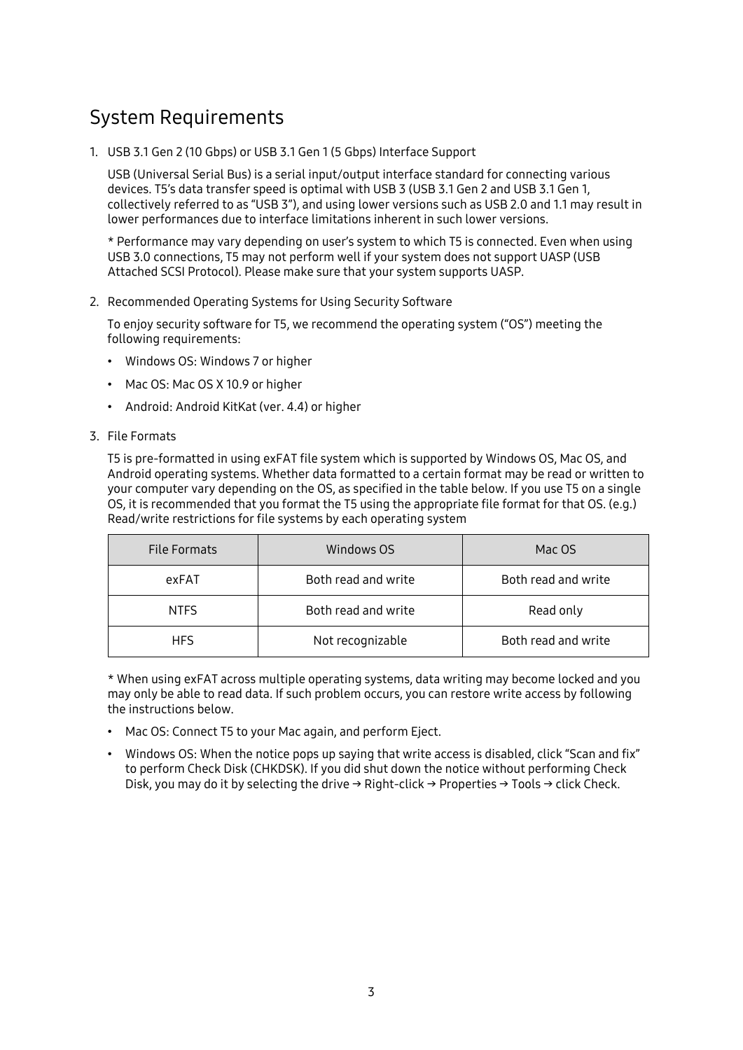## System Requirements

1. USB 3.1 Gen 2 (10 Gbps) or USB 3.1 Gen 1 (5 Gbps) Interface Support

   USB (Universal Serial Bus) is a serial input/output interface standard for connecting various devices. T5's data transfer speed is optimal with USB 3 (USB 3.1 Gen 2 and USB 3.1 Gen 1, collectively referred to as "USB 3"), and using lower versions such as USB 2.0 and 1.1 may result in lower performances due to interface limitations inherent in such lower versions.

   * Performance may vary depending on user's system to which T5 is connected. Even when using USB 3.0 connections, T5 may not perform well if your system does not support UASP (USB Attached SCSI Protocol). Please make sure that your system supports UASP.

2. Recommended Operating Systems for Using Security Software

   To enjoy security software for T5, we recommend the operating system ("OS") meeting the following requirements:

   - Windows OS: Windows 7 or higher
   - Mac OS: Mac OS X 10.9 or higher
   - Android: Android KitKat (ver. 4.4) or higher

3. File Formats

   T5 is pre-formatted in using exFAT file system which is supported by Windows OS, Mac OS, and Android operating systems. Whether data formatted to a certain format may be read or written to your computer vary depending on the OS, as specified in the table below. If you use T5 on a single OS, it is recommended that you format the T5 using the appropriate file format for that OS. (e.g.) Read/write restrictions for file systems by each operating system

| File Formats | Windows OS | Mac OS |
|---|---|---|
| exFAT | Both read and write | Both read and write |
| NTFS | Both read and write | Read only |
| HFS | Not recognizable | Both read and write |

   * When using exFAT across multiple operating systems, data writing may become locked and you may only be able to read data. If such problem occurs, you can restore write access by following the instructions below.

   - Mac OS: Connect T5 to your Mac again, and perform Eject.
   - Windows OS: When the notice pops up saying that write access is disabled, click "Scan and fix" to perform Check Disk (CHKDSK). If you did shut down the notice without performing Check Disk, you may do it by selecting the drive → Right-click → Properties → Tools → click Check.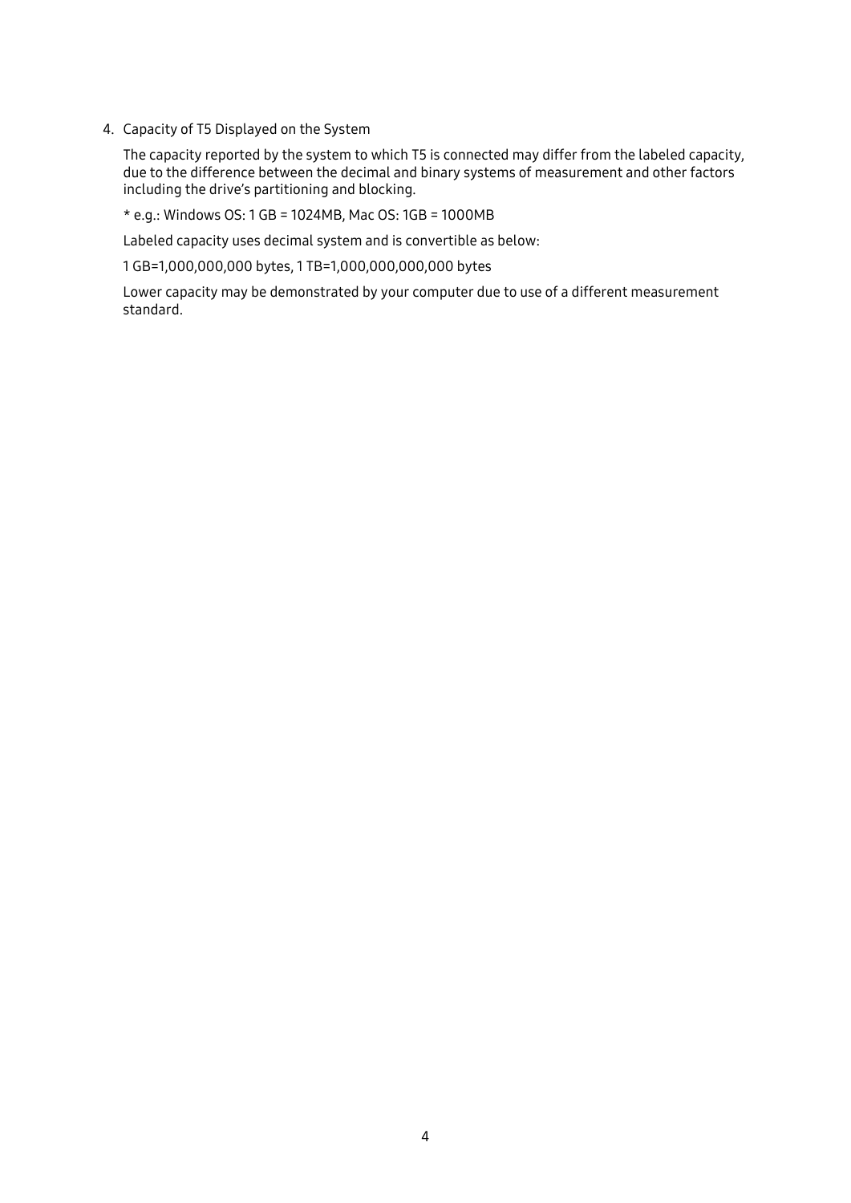4. Capacity of T5 Displayed on the System

   The capacity reported by the system to which T5 is connected may differ from the labeled capacity, due to the difference between the decimal and binary systems of measurement and other factors including the drive's partitioning and blocking.

   * e.g.: Windows OS: 1 GB = 1024MB, Mac OS: 1GB = 1000MB

   Labeled capacity uses decimal system and is convertible as below:

   1 GB=1,000,000,000 bytes, 1 TB=1,000,000,000,000 bytes

   Lower capacity may be demonstrated by your computer due to use of a different measurement standard.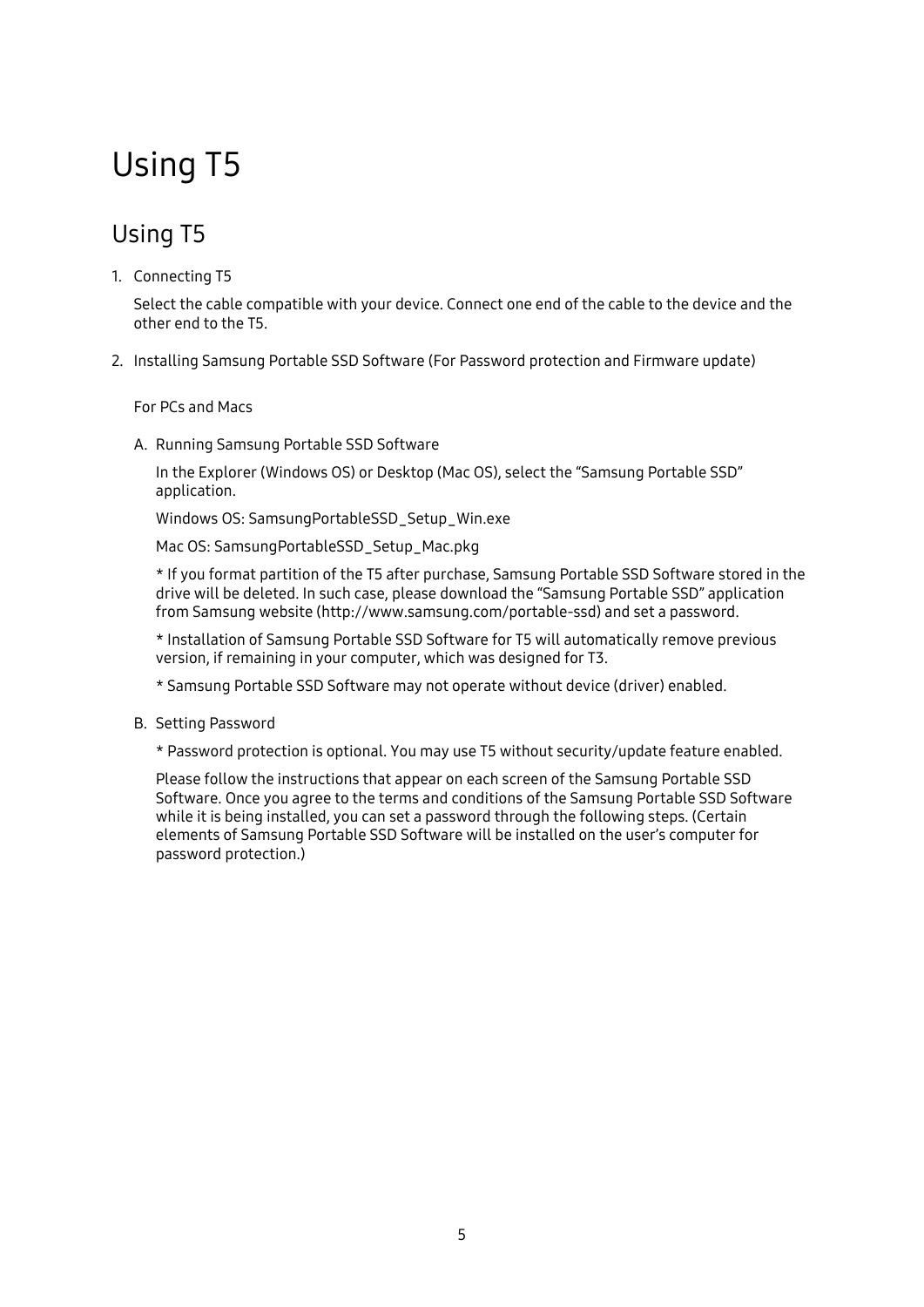# Using T5

## Using T5

1. Connecting T5

   Select the cable compatible with your device. Connect one end of the cable to the device and the other end to the T5.

2. Installing Samsung Portable SSD Software (For Password protection and Firmware update)

   For PCs and Macs

   A. Running Samsung Portable SSD Software

      In the Explorer (Windows OS) or Desktop (Mac OS), select the "Samsung Portable SSD" application.

      Windows OS: SamsungPortableSSD_Setup_Win.exe

      Mac OS: SamsungPortableSSD_Setup_Mac.pkg

      * If you format partition of the T5 after purchase, Samsung Portable SSD Software stored in the drive will be deleted. In such case, please download the "Samsung Portable SSD" application from Samsung website (http://www.samsung.com/portable-ssd) and set a password.

      * Installation of Samsung Portable SSD Software for T5 will automatically remove previous version, if remaining in your computer, which was designed for T3.

      * Samsung Portable SSD Software may not operate without device (driver) enabled.

   B. Setting Password

      * Password protection is optional. You may use T5 without security/update feature enabled.

      Please follow the instructions that appear on each screen of the Samsung Portable SSD Software. Once you agree to the terms and conditions of the Samsung Portable SSD Software while it is being installed, you can set a password through the following steps. (Certain elements of Samsung Portable SSD Software will be installed on the user's computer for password protection.)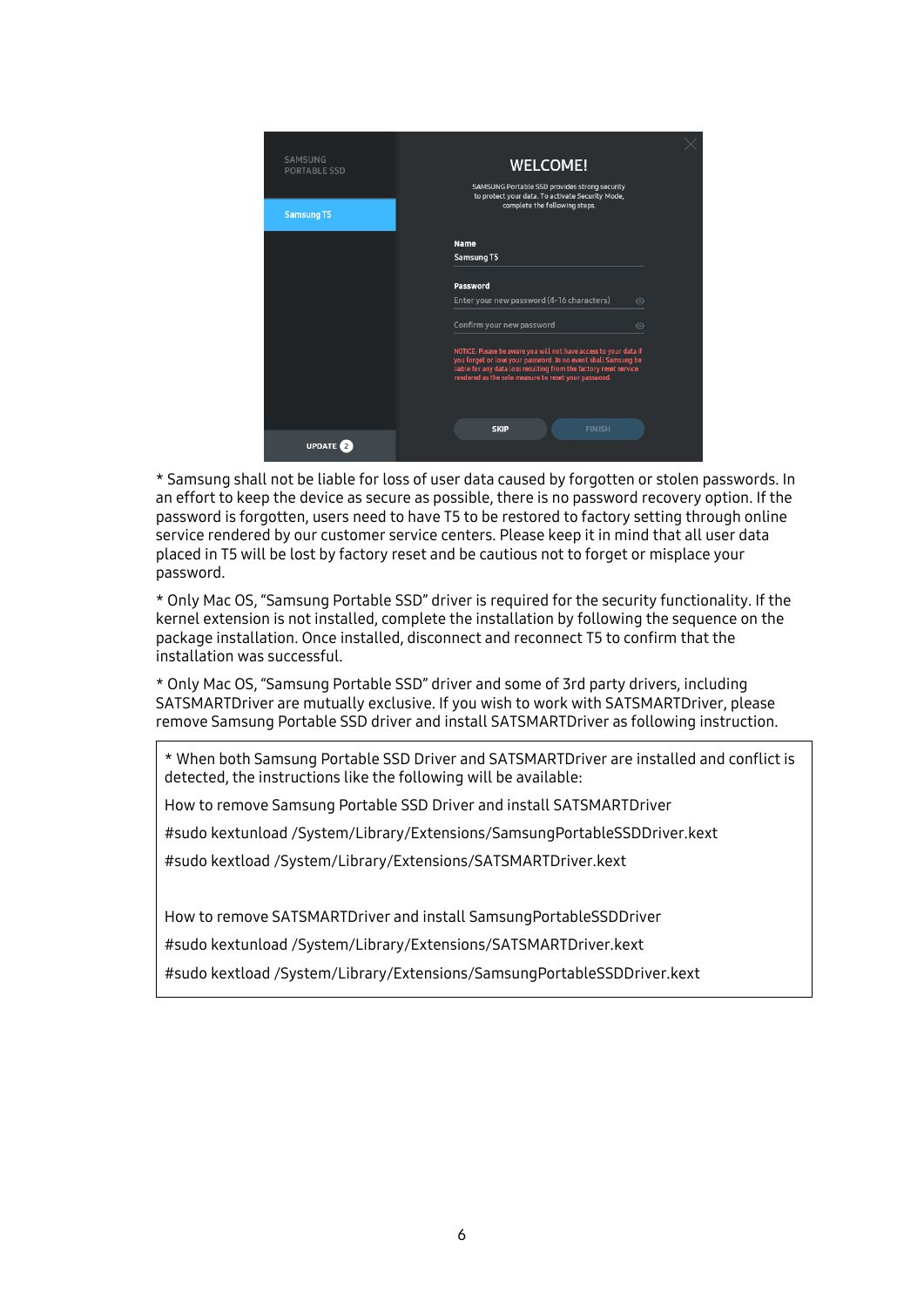* Samsung shall not be liable for loss of user data caused by forgotten or stolen passwords. In an effort to keep the device as secure as possible, there is no password recovery option. If the password is forgotten, users need to have T5 to be restored to factory setting through online service rendered by our customer service centers. Please keep it in mind that all user data placed in T5 will be lost by factory reset and be cautious not to forget or misplace your password.

* Only Mac OS, “Samsung Portable SSD” driver is required for the security functionality. If the kernel extension is not installed, complete the installation by following the sequence on the package installation. Once installed, disconnect and reconnect T5 to confirm that the installation was successful.

* Only Mac OS, “Samsung Portable SSD” driver and some of 3rd party drivers, including SATSMARTDriver are mutually exclusive. If you wish to work with SATSMARTDriver, please remove Samsung Portable SSD driver and install SATSMARTDriver as following instruction.

* When both Samsung Portable SSD Driver and SATSMARTDriver are installed and conflict is detected, the instructions like the following will be available:

How to remove Samsung Portable SSD Driver and install SATSMARTDriver

```
#sudo kextunload /System/Library/Extensions/SamsungPortableSSDDriver.kext
#sudo kextload /System/Library/Extensions/SATSMARTDriver.kext
```

How to remove SATSMARTDriver and install SamsungPortableSSDDriver

```
#sudo kextunload /System/Library/Extensions/SATSMARTDriver.kext
#sudo kextload /System/Library/Extensions/SamsungPortableSSDDriver.kext
```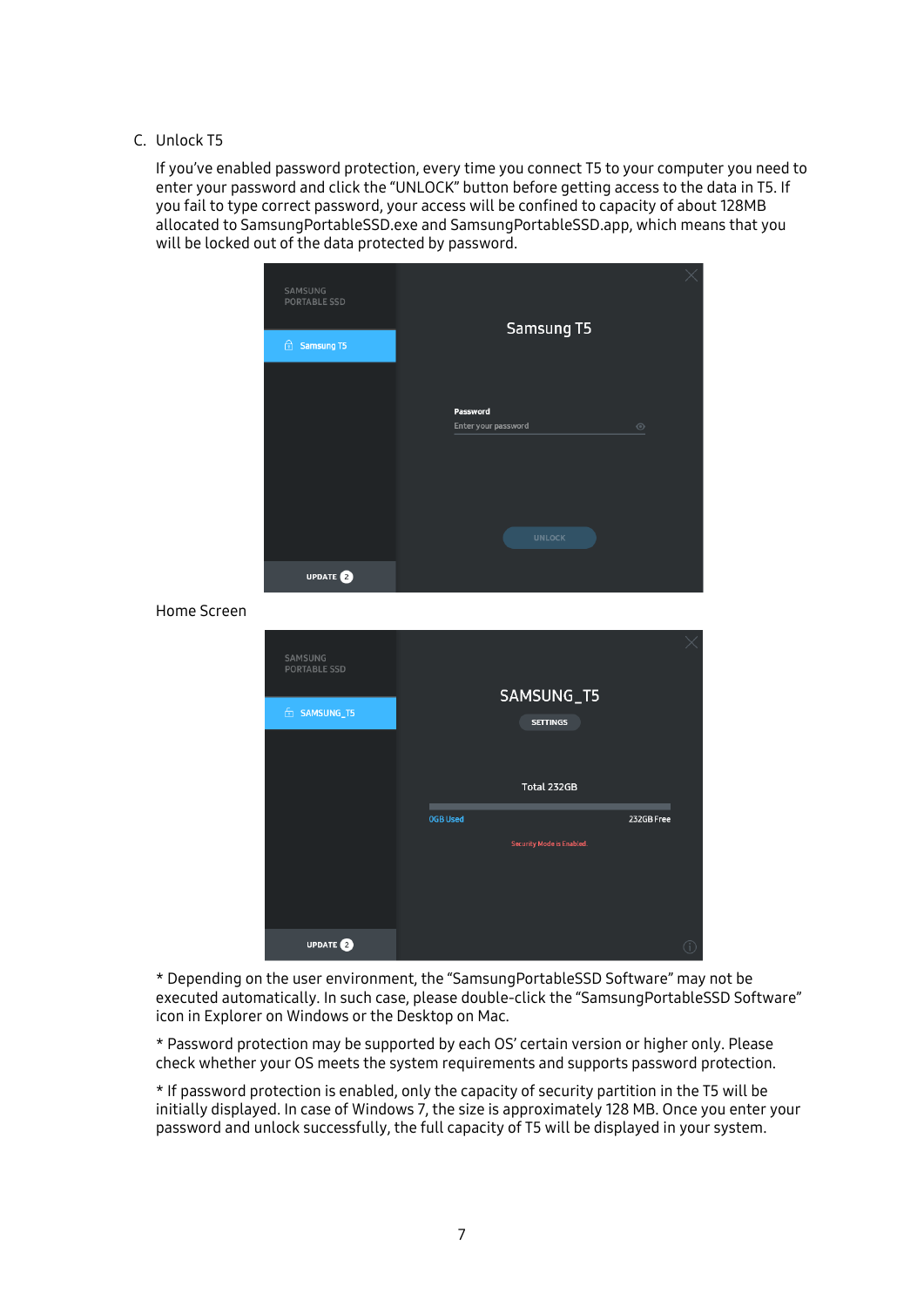C. Unlock T5

If you've enabled password protection, every time you connect T5 to your computer you need to enter your password and click the "UNLOCK" button before getting access to the data in T5. If you fail to type correct password, your access will be confined to capacity of about 128MB allocated to SamsungPortableSSD.exe and SamsungPortableSSD.app, which means that you will be locked out of the data protected by password.

Home Screen

* Depending on the user environment, the "SamsungPortableSSD Software" may not be executed automatically. In such case, please double-click the "SamsungPortableSSD Software" icon in Explorer on Windows or the Desktop on Mac.

* Password protection may be supported by each OS' certain version or higher only. Please check whether your OS meets the system requirements and supports password protection.

* If password protection is enabled, only the capacity of security partition in the T5 will be initially displayed. In case of Windows 7, the size is approximately 128 MB. Once you enter your password and unlock successfully, the full capacity of T5 will be displayed in your system.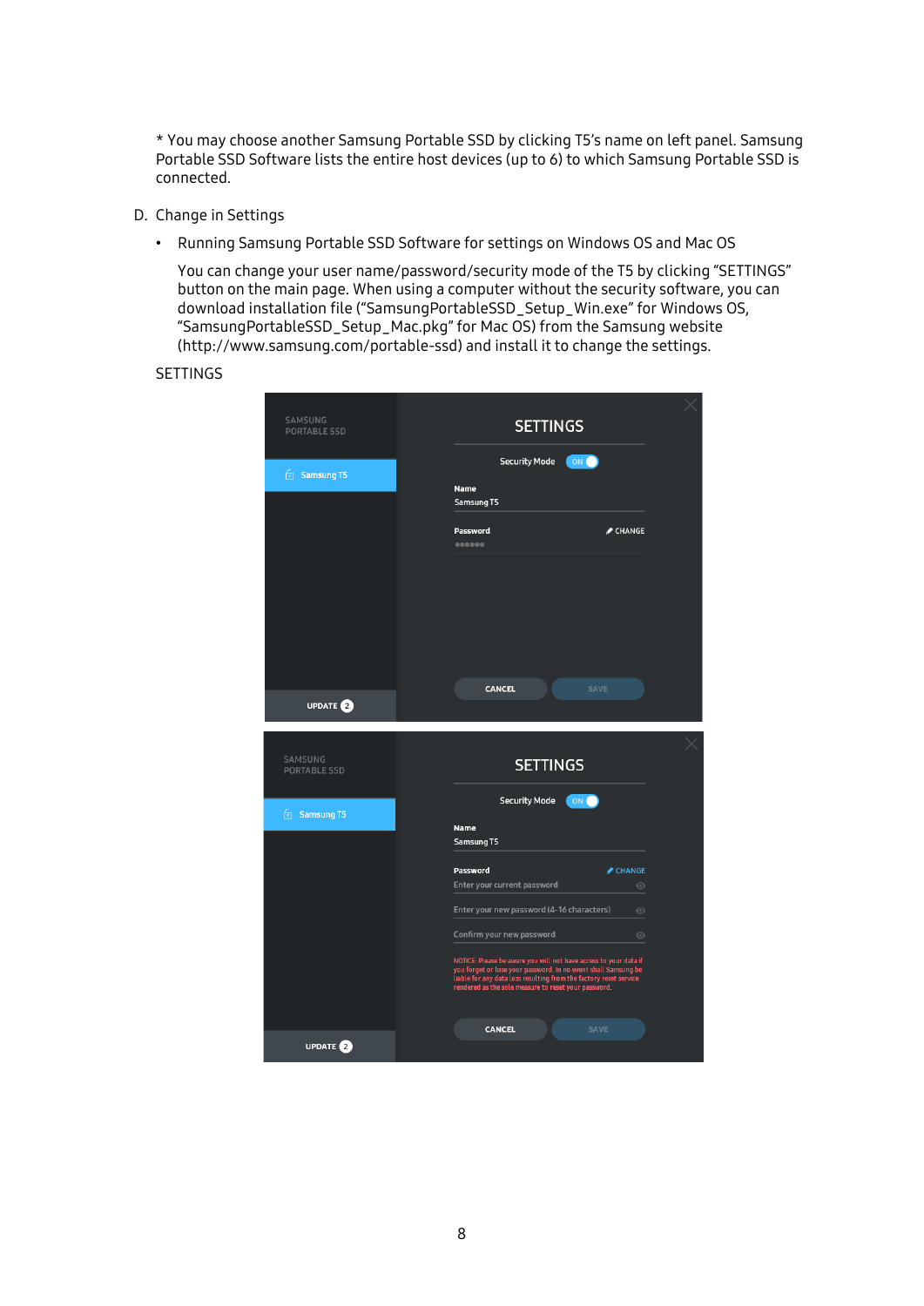\* You may choose another Samsung Portable SSD by clicking T5's name on left panel. Samsung Portable SSD Software lists the entire host devices (up to 6) to which Samsung Portable SSD is connected.

D. Change in Settings

- Running Samsung Portable SSD Software for settings on Windows OS and Mac OS

  You can change your user name/password/security mode of the T5 by clicking "SETTINGS" button on the main page. When using a computer without the security software, you can download installation file ("SamsungPortableSSD_Setup_Win.exe" for Windows OS, "SamsungPortableSSD_Setup_Mac.pkg" for Mac OS) from the Samsung website (http://www.samsung.com/portable-ssd) and install it to change the settings.

SETTINGS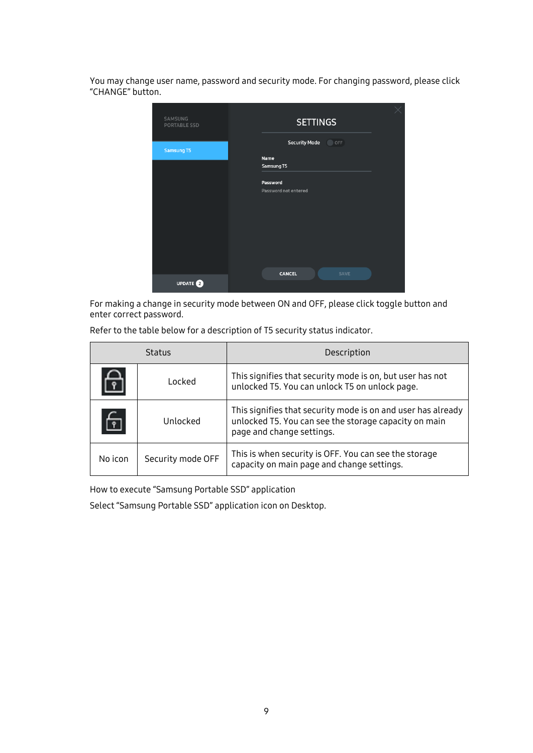You may change user name, password and security mode. For changing password, please click "CHANGE" button.

For making a change in security mode between ON and OFF, please click toggle button and enter correct password.

Refer to the table below for a description of T5 security status indicator.

| Status | | Description |
|---|---|---|
| | Locked | This signifies that security mode is on, but user has not unlocked T5. You can unlock T5 on unlock page. |
| | Unlocked | This signifies that security mode is on and user has already unlocked T5. You can see the storage capacity on main page and change settings. |
| No icon | Security mode OFF | This is when security is OFF. You can see the storage capacity on main page and change settings. |

How to execute "Samsung Portable SSD" application

Select "Samsung Portable SSD" application icon on Desktop.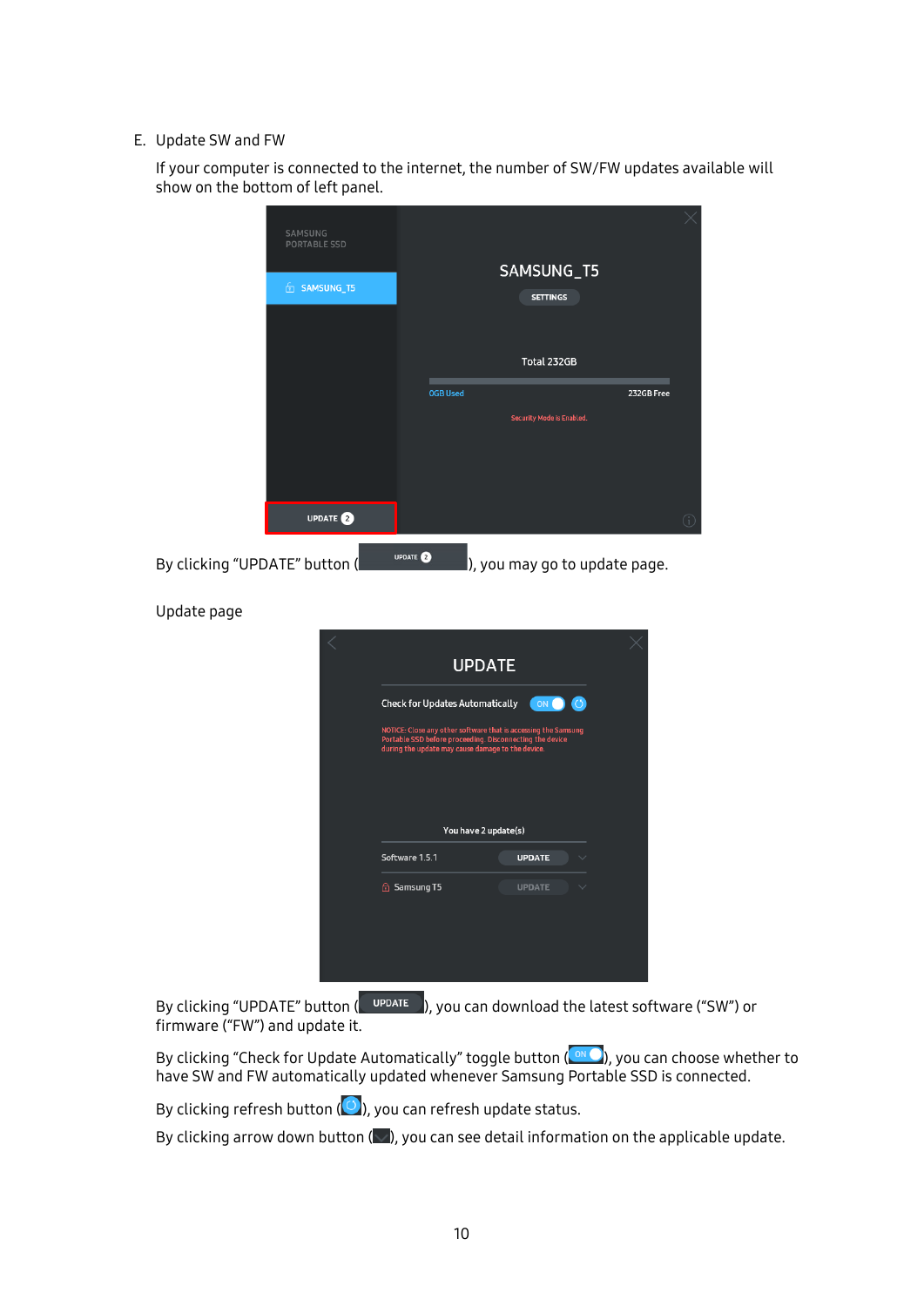E. Update SW and FW

If your computer is connected to the internet, the number of SW/FW updates available will show on the bottom of left panel.

By clicking “UPDATE” button ( ), you may go to update page.

Update page

By clicking “UPDATE” button ( ), you can download the latest software (“SW”) or firmware (“FW”) and update it.

By clicking “Check for Update Automatically” toggle button ( ), you can choose whether to have SW and FW automatically updated whenever Samsung Portable SSD is connected.

By clicking refresh button ( ), you can refresh update status.

By clicking arrow down button ( ), you can see detail information on the applicable update.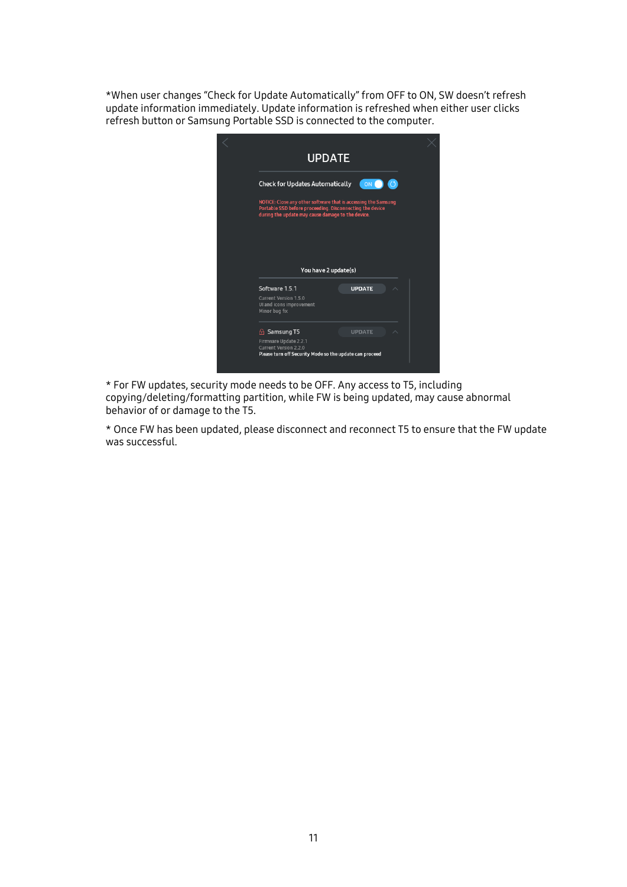*When user changes “Check for Update Automatically” from OFF to ON, SW doesn’t refresh update information immediately. Update information is refreshed when either user clicks refresh button or Samsung Portable SSD is connected to the computer.

* For FW updates, security mode needs to be OFF. Any access to T5, including copying/deleting/formatting partition, while FW is being updated, may cause abnormal behavior of or damage to the T5.

* Once FW has been updated, please disconnect and reconnect T5 to ensure that the FW update was successful.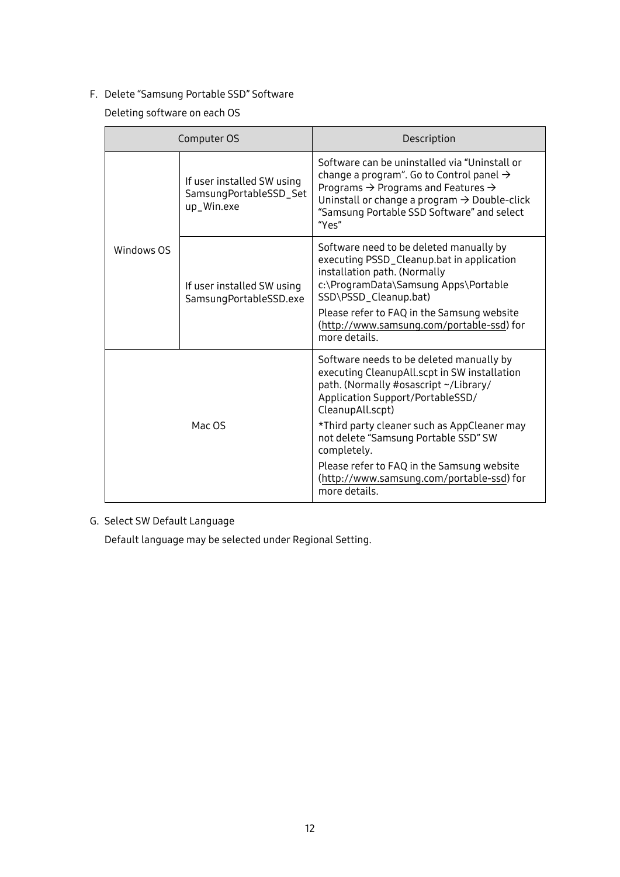F. Delete "Samsung Portable SSD" Software

Deleting software on each OS

| Computer OS | | Description |
| --- | --- | --- |
| Windows OS | If user installed SW using SamsungPortableSSD_Setup_Win.exe | Software can be uninstalled via "Uninstall or change a program". Go to Control panel → Programs → Programs and Features → Uninstall or change a program → Double-click "Samsung Portable SSD Software" and select "Yes" |
| | If user installed SW using SamsungPortableSSD.exe | Software need to be deleted manually by executing PSSD_Cleanup.bat in application installation path. (Normally c:\ProgramData\Samsung Apps\Portable SSD\PSSD_Cleanup.bat)<br>Please refer to FAQ in the Samsung website (http://www.samsung.com/portable-ssd) for more details. |
| Mac OS | | Software needs to be deleted manually by executing CleanupAll.scpt in SW installation path. (Normally #osascript ~/Library/Application Support/PortableSSD/CleanupAll.scpt)<br>*Third party cleaner such as AppCleaner may not delete "Samsung Portable SSD" SW completely.<br>Please refer to FAQ in the Samsung website (http://www.samsung.com/portable-ssd) for more details. |

G. Select SW Default Language

Default language may be selected under Regional Setting.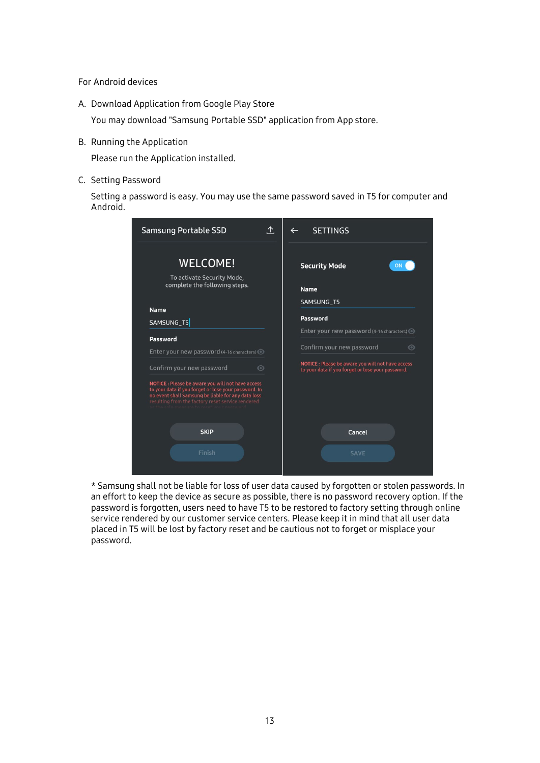For Android devices

A. Download Application from Google Play Store

   You may download "Samsung Portable SSD" application from App store.

B. Running the Application

   Please run the Application installed.

C. Setting Password

   Setting a password is easy. You may use the same password saved in T5 for computer and Android.

* Samsung shall not be liable for loss of user data caused by forgotten or stolen passwords. In an effort to keep the device as secure as possible, there is no password recovery option. If the password is forgotten, users need to have T5 to be restored to factory setting through online service rendered by our customer service centers. Please keep it in mind that all user data placed in T5 will be lost by factory reset and be cautious not to forget or misplace your password.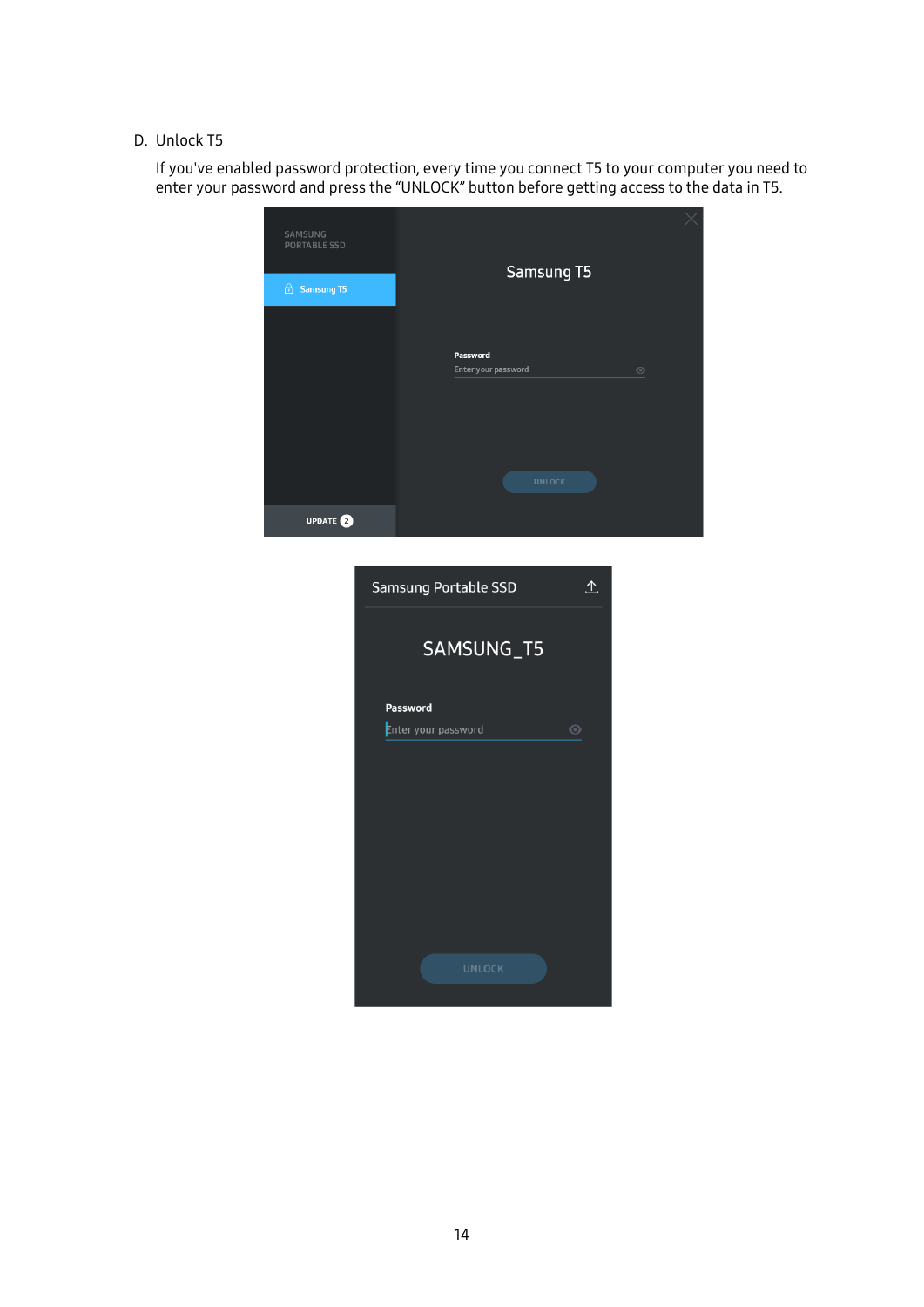D. Unlock T5

If you've enabled password protection, every time you connect T5 to your computer you need to enter your password and press the "UNLOCK" button before getting access to the data in T5.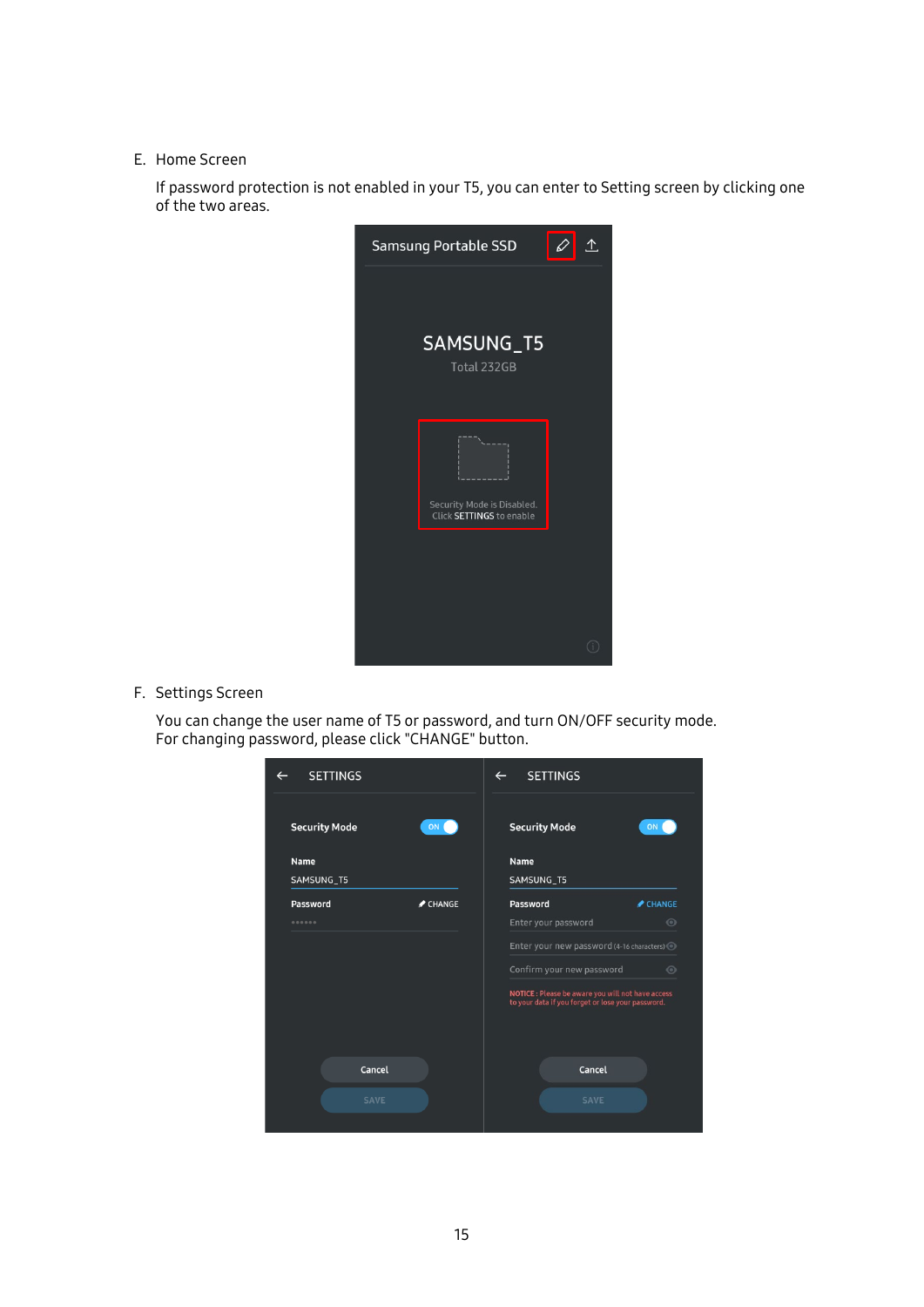E. Home Screen

If password protection is not enabled in your T5, you can enter to Setting screen by clicking one of the two areas.

F. Settings Screen

You can change the user name of T5 or password, and turn ON/OFF security mode. For changing password, please click "CHANGE" button.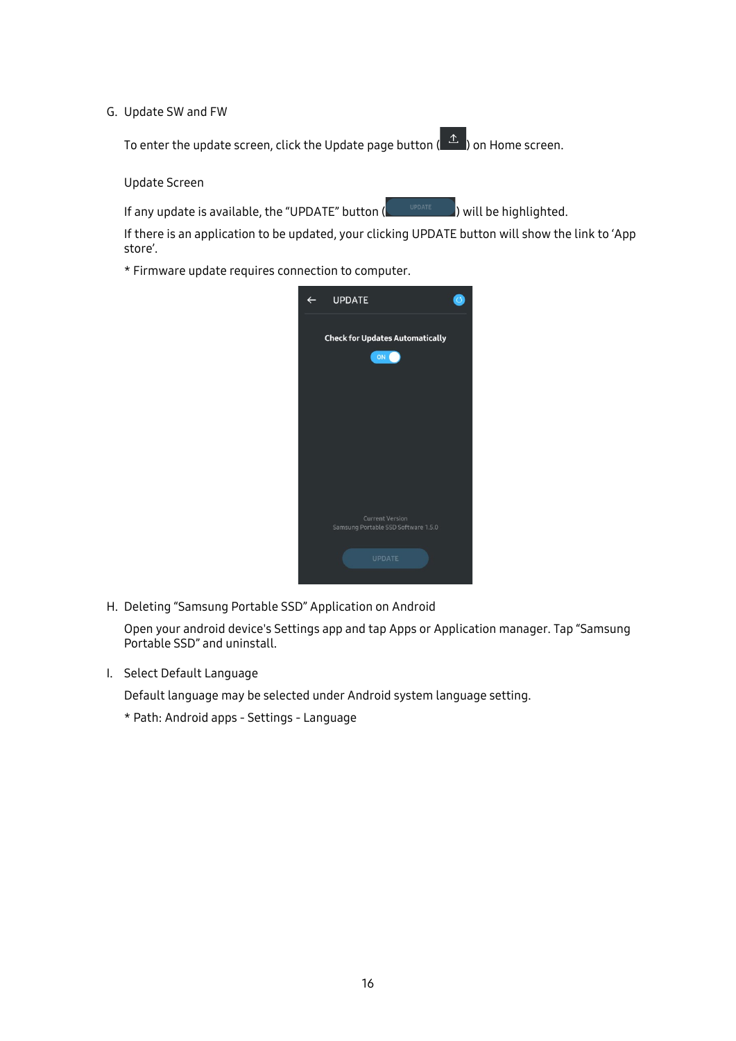G. Update SW and FW

To enter the update screen, click the Update page button ( ) on Home screen.

Update Screen

If any update is available, the “UPDATE” button ( ) will be highlighted.

If there is an application to be updated, your clicking UPDATE button will show the link to ‘App store’.

* Firmware update requires connection to computer.

H. Deleting “Samsung Portable SSD” Application on Android

Open your android device's Settings app and tap Apps or Application manager. Tap “Samsung Portable SSD” and uninstall.

I. Select Default Language

Default language may be selected under Android system language setting.

* Path: Android apps - Settings - Language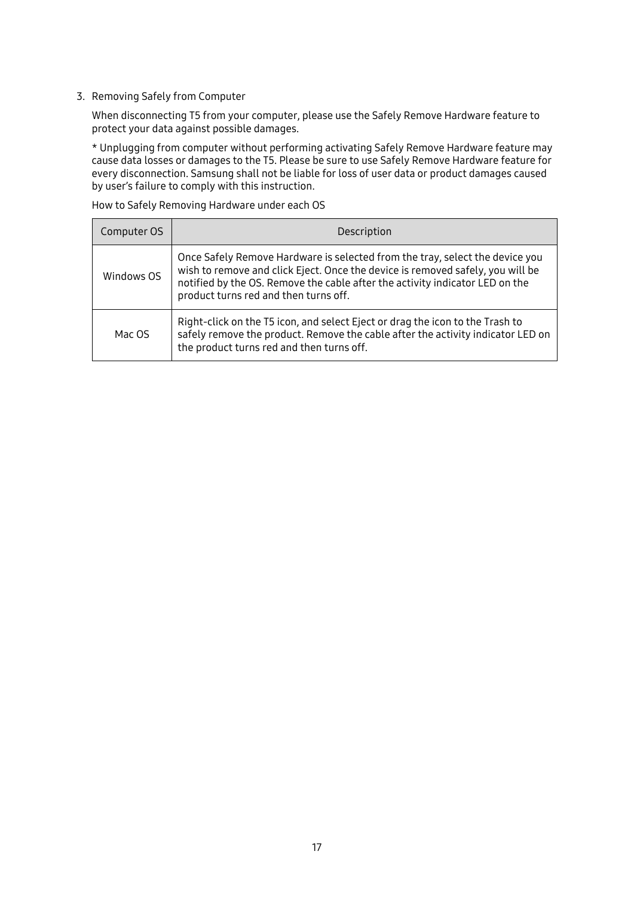3. Removing Safely from Computer

   When disconnecting T5 from your computer, please use the Safely Remove Hardware feature to protect your data against possible damages.

   * Unplugging from computer without performing activating Safely Remove Hardware feature may cause data losses or damages to the T5. Please be sure to use Safely Remove Hardware feature for every disconnection. Samsung shall not be liable for loss of user data or product damages caused by user's failure to comply with this instruction.

   How to Safely Removing Hardware under each OS

| Computer OS | Description |
|---|---|
| Windows OS | Once Safely Remove Hardware is selected from the tray, select the device you wish to remove and click Eject. Once the device is removed safely, you will be notified by the OS. Remove the cable after the activity indicator LED on the product turns red and then turns off. |
| Mac OS | Right-click on the T5 icon, and select Eject or drag the icon to the Trash to safely remove the product. Remove the cable after the activity indicator LED on the product turns red and then turns off. |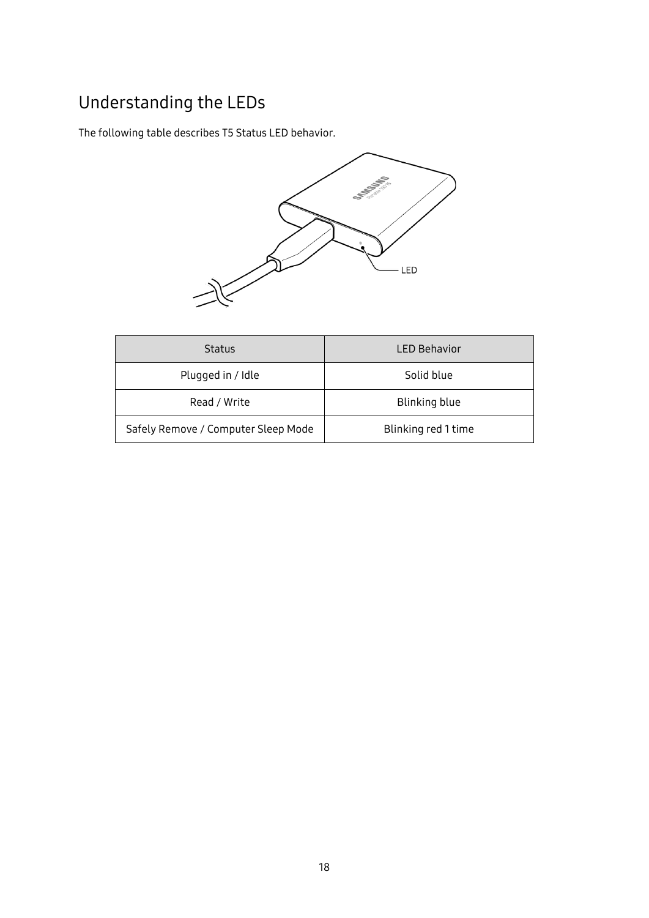# Understanding the LEDs

The following table describes T5 Status LED behavior.

| Status | LED Behavior |
| --- | --- |
| Plugged in / Idle | Solid blue |
| Read / Write | Blinking blue |
| Safely Remove / Computer Sleep Mode | Blinking red 1 time |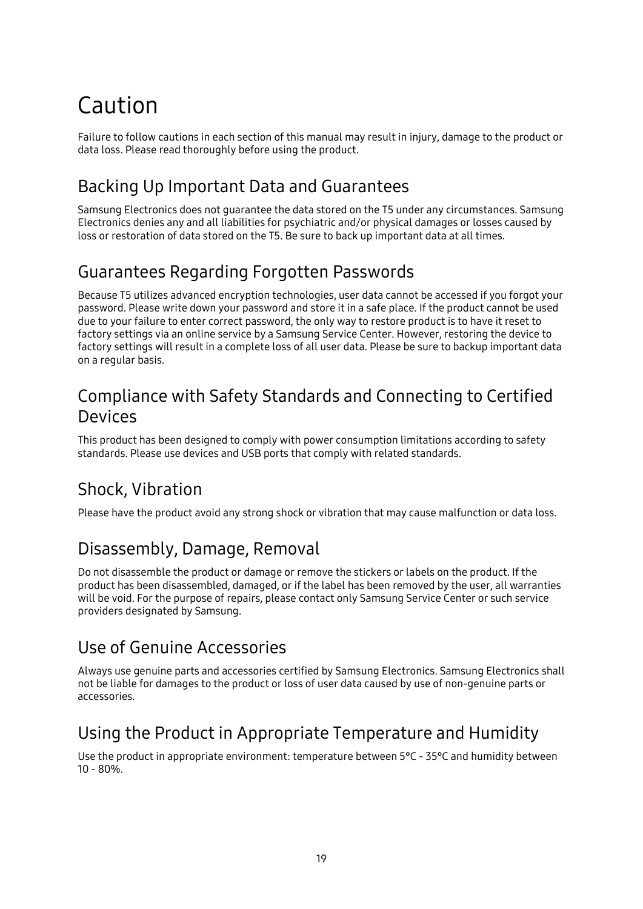# Caution

Failure to follow cautions in each section of this manual may result in injury, damage to the product or data loss. Please read thoroughly before using the product.

## Backing Up Important Data and Guarantees

Samsung Electronics does not guarantee the data stored on the T5 under any circumstances. Samsung Electronics denies any and all liabilities for psychiatric and/or physical damages or losses caused by loss or restoration of data stored on the T5. Be sure to back up important data at all times.

## Guarantees Regarding Forgotten Passwords

Because T5 utilizes advanced encryption technologies, user data cannot be accessed if you forgot your password. Please write down your password and store it in a safe place. If the product cannot be used due to your failure to enter correct password, the only way to restore product is to have it reset to factory settings via an online service by a Samsung Service Center. However, restoring the device to factory settings will result in a complete loss of all user data. Please be sure to backup important data on a regular basis.

## Compliance with Safety Standards and Connecting to Certified Devices

This product has been designed to comply with power consumption limitations according to safety standards. Please use devices and USB ports that comply with related standards.

## Shock, Vibration

Please have the product avoid any strong shock or vibration that may cause malfunction or data loss.

## Disassembly, Damage, Removal

Do not disassemble the product or damage or remove the stickers or labels on the product. If the product has been disassembled, damaged, or if the label has been removed by the user, all warranties will be void. For the purpose of repairs, please contact only Samsung Service Center or such service providers designated by Samsung.

## Use of Genuine Accessories

Always use genuine parts and accessories certified by Samsung Electronics. Samsung Electronics shall not be liable for damages to the product or loss of user data caused by use of non-genuine parts or accessories.

## Using the Product in Appropriate Temperature and Humidity

Use the product in appropriate environment: temperature between 5°C - 35°C and humidity between 10 - 80%.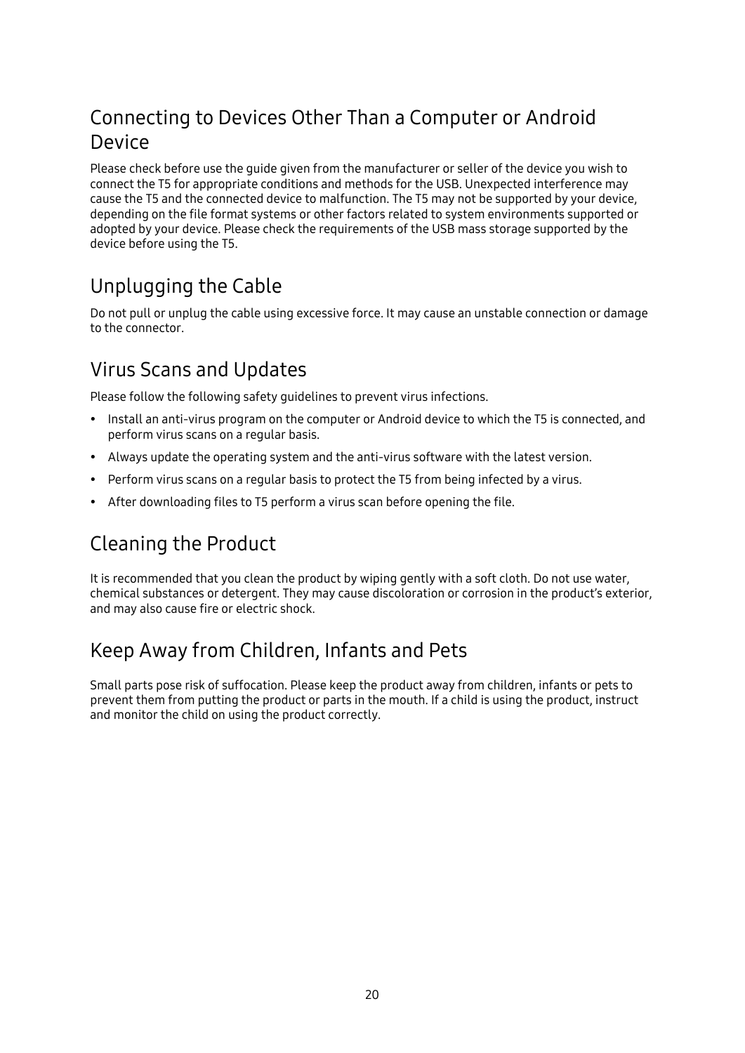## Connecting to Devices Other Than a Computer or Android Device

Please check before use the guide given from the manufacturer or seller of the device you wish to connect the T5 for appropriate conditions and methods for the USB. Unexpected interference may cause the T5 and the connected device to malfunction. The T5 may not be supported by your device, depending on the file format systems or other factors related to system environments supported or adopted by your device. Please check the requirements of the USB mass storage supported by the device before using the T5.

## Unplugging the Cable

Do not pull or unplug the cable using excessive force. It may cause an unstable connection or damage to the connector.

## Virus Scans and Updates

Please follow the following safety guidelines to prevent virus infections.

- Install an anti-virus program on the computer or Android device to which the T5 is connected, and perform virus scans on a regular basis.
- Always update the operating system and the anti-virus software with the latest version.
- Perform virus scans on a regular basis to protect the T5 from being infected by a virus.
- After downloading files to T5 perform a virus scan before opening the file.

## Cleaning the Product

It is recommended that you clean the product by wiping gently with a soft cloth. Do not use water, chemical substances or detergent. They may cause discoloration or corrosion in the product's exterior, and may also cause fire or electric shock.

## Keep Away from Children, Infants and Pets

Small parts pose risk of suffocation. Please keep the product away from children, infants or pets to prevent them from putting the product or parts in the mouth. If a child is using the product, instruct and monitor the child on using the product correctly.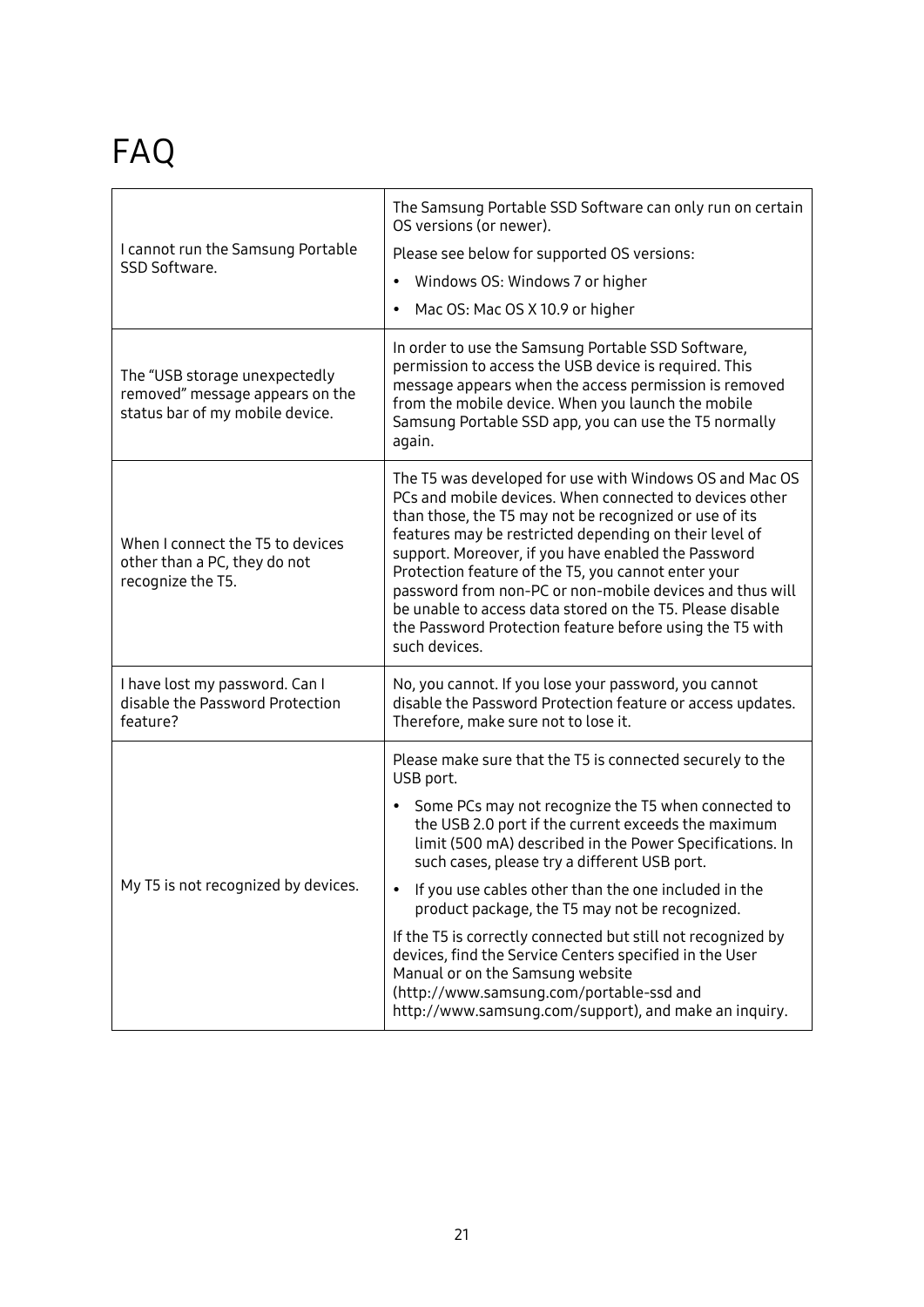# FAQ

| | |
|---|---|
| I cannot run the Samsung Portable SSD Software. | The Samsung Portable SSD Software can only run on certain OS versions (or newer).<br>Please see below for supported OS versions:<br>• Windows OS: Windows 7 or higher<br>• Mac OS: Mac OS X 10.9 or higher |
| The "USB storage unexpectedly removed" message appears on the status bar of my mobile device. | In order to use the Samsung Portable SSD Software, permission to access the USB device is required. This message appears when the access permission is removed from the mobile device. When you launch the mobile Samsung Portable SSD app, you can use the T5 normally again. |
| When I connect the T5 to devices other than a PC, they do not recognize the T5. | The T5 was developed for use with Windows OS and Mac OS PCs and mobile devices. When connected to devices other than those, the T5 may not be recognized or use of its features may be restricted depending on their level of support. Moreover, if you have enabled the Password Protection feature of the T5, you cannot enter your password from non-PC or non-mobile devices and thus will be unable to access data stored on the T5. Please disable the Password Protection feature before using the T5 with such devices. |
| I have lost my password. Can I disable the Password Protection feature? | No, you cannot. If you lose your password, you cannot disable the Password Protection feature or access updates. Therefore, make sure not to lose it. |
| My T5 is not recognized by devices. | Please make sure that the T5 is connected securely to the USB port.<br>• Some PCs may not recognize the T5 when connected to the USB 2.0 port if the current exceeds the maximum limit (500 mA) described in the Power Specifications. In such cases, please try a different USB port.<br>• If you use cables other than the one included in the product package, the T5 may not be recognized.<br>If the T5 is correctly connected but still not recognized by devices, find the Service Centers specified in the User Manual or on the Samsung website (http://www.samsung.com/portable-ssd and http://www.samsung.com/support), and make an inquiry. |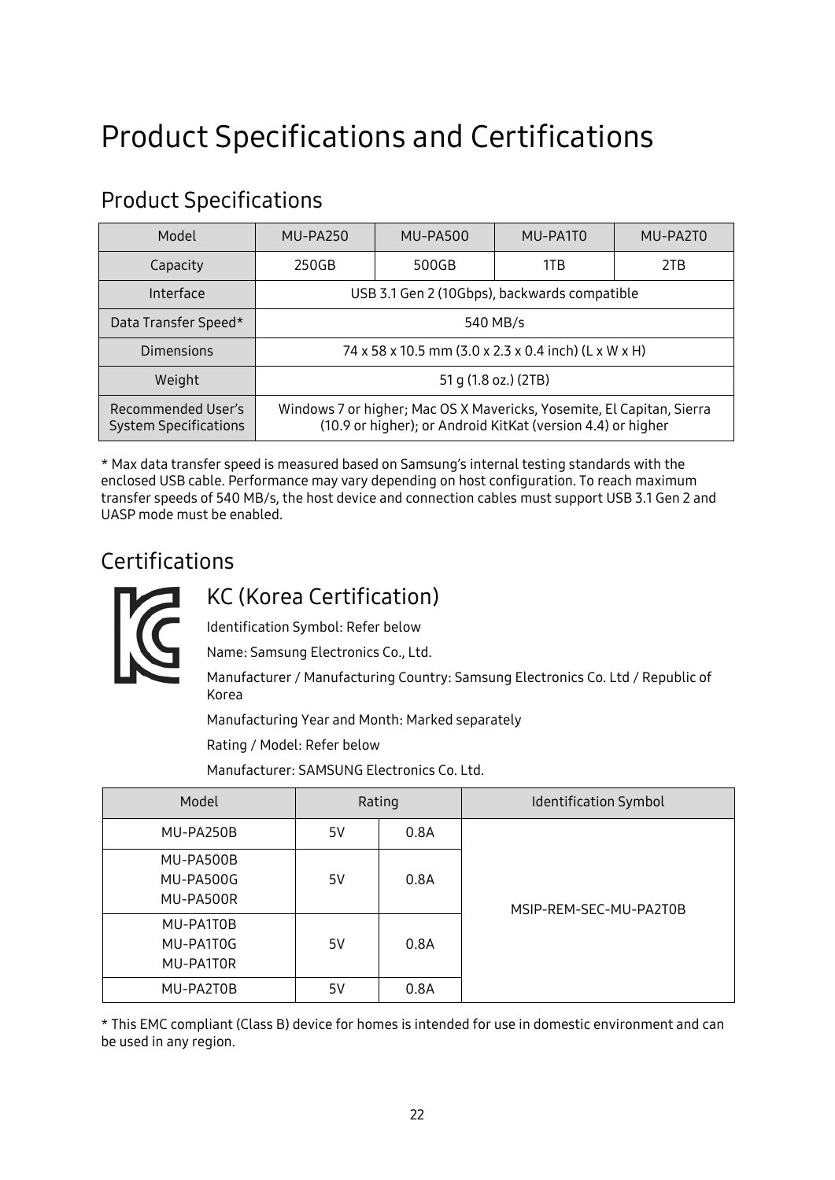# Product Specifications and Certifications

## Product Specifications

| Model | MU-PA250 | MU-PA500 | MU-PA1T0 | MU-PA2T0 |
|---|---|---|---|---|
| Capacity | 250GB | 500GB | 1TB | 2TB |
| Interface | USB 3.1 Gen 2 (10Gbps), backwards compatible | | | |
| Data Transfer Speed* | 540 MB/s | | | |
| Dimensions | 74 x 58 x 10.5 mm (3.0 x 2.3 x 0.4 inch) (L x W x H) | | | |
| Weight | 51 g (1.8 oz.) (2TB) | | | |
| Recommended User's System Specifications | Windows 7 or higher; Mac OS X Mavericks, Yosemite, El Capitan, Sierra (10.9 or higher); or Android KitKat (version 4.4) or higher | | | |

* Max data transfer speed is measured based on Samsung's internal testing standards with the enclosed USB cable. Performance may vary depending on host configuration. To reach maximum transfer speeds of 540 MB/s, the host device and connection cables must support USB 3.1 Gen 2 and UASP mode must be enabled.

## Certifications

### KC (Korea Certification)

Identification Symbol: Refer below

Name: Samsung Electronics Co., Ltd.

Manufacturer / Manufacturing Country: Samsung Electronics Co. Ltd / Republic of Korea

Manufacturing Year and Month: Marked separately

Rating / Model: Refer below

Manufacturer: SAMSUNG Electronics Co. Ltd.

| Model | Rating | | Identification Symbol |
|---|---|---|---|
| MU-PA250B | 5V | 0.8A | MSIP-REM-SEC-MU-PA2T0B |
| MU-PA500B<br>MU-PA500G<br>MU-PA500R | 5V | 0.8A | |
| MU-PA1T0B<br>MU-PA1T0G<br>MU-PA1T0R | 5V | 0.8A | |
| MU-PA2T0B | 5V | 0.8A | |

* This EMC compliant (Class B) device for homes is intended for use in domestic environment and can be used in any region.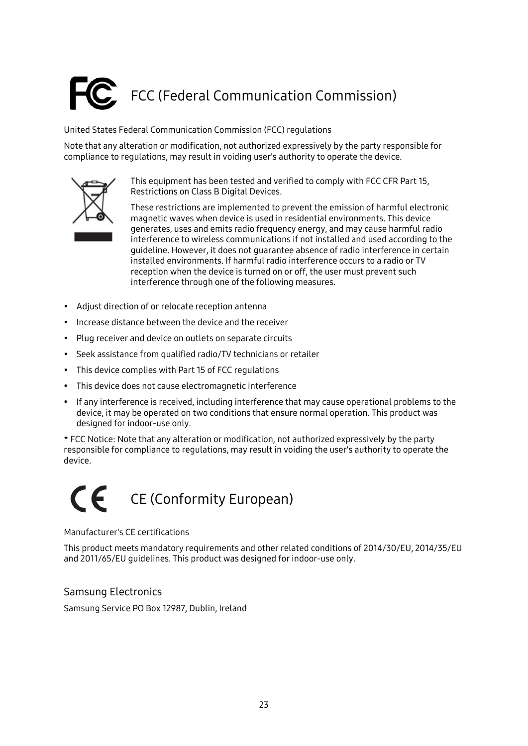# FCC (Federal Communication Commission)

United States Federal Communication Commission (FCC) regulations

Note that any alteration or modification, not authorized expressively by the party responsible for compliance to regulations, may result in voiding user's authority to operate the device.

This equipment has been tested and verified to comply with FCC CFR Part 15, Restrictions on Class B Digital Devices.

These restrictions are implemented to prevent the emission of harmful electronic magnetic waves when device is used in residential environments. This device generates, uses and emits radio frequency energy, and may cause harmful radio interference to wireless communications if not installed and used according to the guideline. However, it does not guarantee absence of radio interference in certain installed environments. If harmful radio interference occurs to a radio or TV reception when the device is turned on or off, the user must prevent such interference through one of the following measures.

- Adjust direction of or relocate reception antenna
- Increase distance between the device and the receiver
- Plug receiver and device on outlets on separate circuits
- Seek assistance from qualified radio/TV technicians or retailer
- This device complies with Part 15 of FCC regulations
- This device does not cause electromagnetic interference
- If any interference is received, including interference that may cause operational problems to the device, it may be operated on two conditions that ensure normal operation. This product was designed for indoor-use only.

* FCC Notice: Note that any alteration or modification, not authorized expressively by the party responsible for compliance to regulations, may result in voiding the user's authority to operate the device.

# CE (Conformity European)

Manufacturer's CE certifications

This product meets mandatory requirements and other related conditions of 2014/30/EU, 2014/35/EU and 2011/65/EU guidelines. This product was designed for indoor-use only.

## Samsung Electronics

Samsung Service PO Box 12987, Dublin, Ireland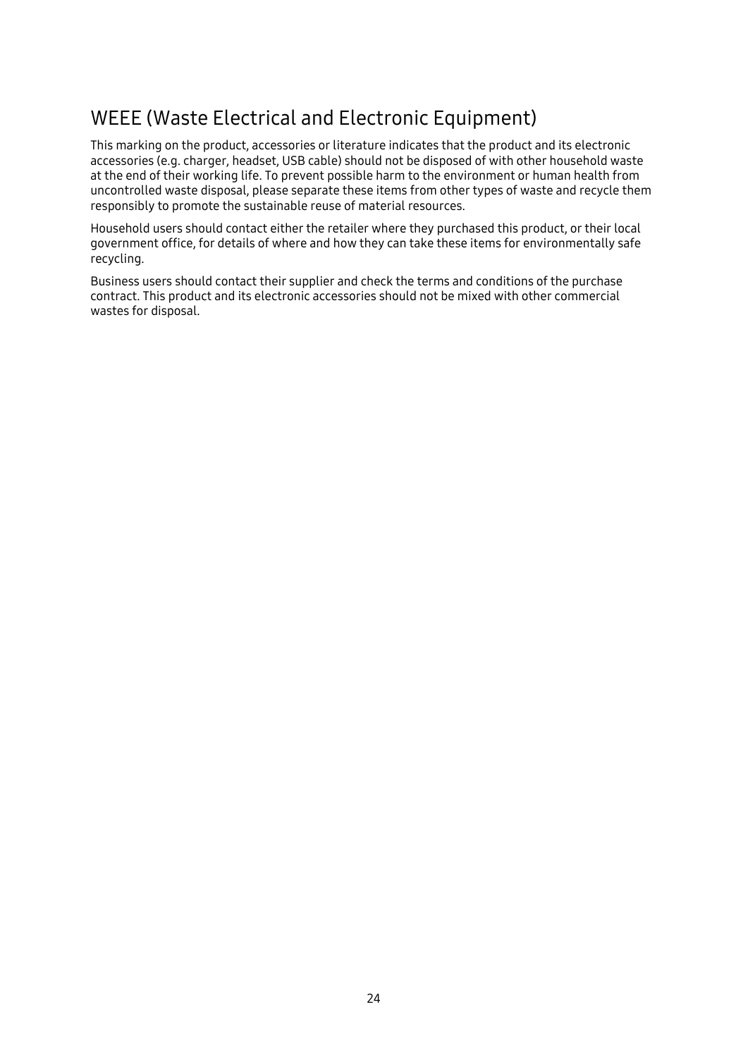## WEEE (Waste Electrical and Electronic Equipment)

This marking on the product, accessories or literature indicates that the product and its electronic accessories (e.g. charger, headset, USB cable) should not be disposed of with other household waste at the end of their working life. To prevent possible harm to the environment or human health from uncontrolled waste disposal, please separate these items from other types of waste and recycle them responsibly to promote the sustainable reuse of material resources.

Household users should contact either the retailer where they purchased this product, or their local government office, for details of where and how they can take these items for environmentally safe recycling.

Business users should contact their supplier and check the terms and conditions of the purchase contract. This product and its electronic accessories should not be mixed with other commercial wastes for disposal.